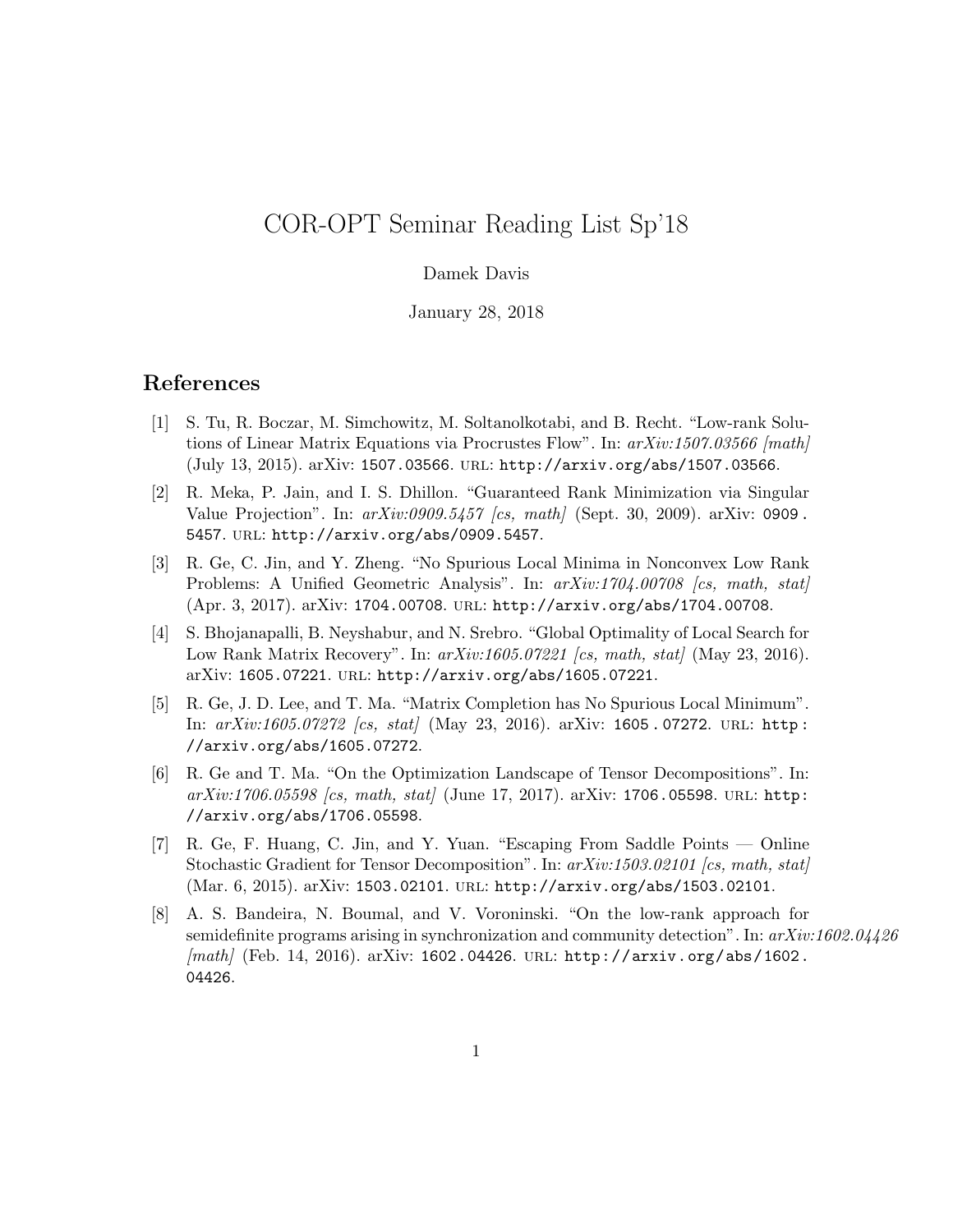# COR-OPT Seminar Reading List Sp'18

Damek Davis

January 28, 2018

## References

[1] S. Tu, R. Boczar, M. Simchowitz, M. Soltanolkotabi, and B. Recht. "Low-rank Solutions of Linear Matrix Equations via Procrustes Flow". In: *arXiv:1507.03566 [math]* (July 13, 2015). arXiv: `1507.03566`. URL: `http://arxiv.org/abs/1507.03566`.

[2] R. Meka, P. Jain, and I. S. Dhillon. "Guaranteed Rank Minimization via Singular Value Projection". In: *arXiv:0909.5457 [cs, math]* (Sept. 30, 2009). arXiv: `0909.5457`. URL: `http://arxiv.org/abs/0909.5457`.

[3] R. Ge, C. Jin, and Y. Zheng. "No Spurious Local Minima in Nonconvex Low Rank Problems: A Unified Geometric Analysis". In: *arXiv:1704.00708 [cs, math, stat]* (Apr. 3, 2017). arXiv: `1704.00708`. URL: `http://arxiv.org/abs/1704.00708`.

[4] S. Bhojanapalli, B. Neyshabur, and N. Srebro. "Global Optimality of Local Search for Low Rank Matrix Recovery". In: *arXiv:1605.07221 [cs, math, stat]* (May 23, 2016). arXiv: `1605.07221`. URL: `http://arxiv.org/abs/1605.07221`.

[5] R. Ge, J. D. Lee, and T. Ma. "Matrix Completion has No Spurious Local Minimum". In: *arXiv:1605.07272 [cs, stat]* (May 23, 2016). arXiv: `1605.07272`. URL: `http://arxiv.org/abs/1605.07272`.

[6] R. Ge and T. Ma. "On the Optimization Landscape of Tensor Decompositions". In: *arXiv:1706.05598 [cs, math, stat]* (June 17, 2017). arXiv: `1706.05598`. URL: `http://arxiv.org/abs/1706.05598`.

[7] R. Ge, F. Huang, C. Jin, and Y. Yuan. "Escaping From Saddle Points — Online Stochastic Gradient for Tensor Decomposition". In: *arXiv:1503.02101 [cs, math, stat]* (Mar. 6, 2015). arXiv: `1503.02101`. URL: `http://arxiv.org/abs/1503.02101`.

[8] A. S. Bandeira, N. Boumal, and V. Voroninski. "On the low-rank approach for semidefinite programs arising in synchronization and community detection". In: *arXiv:1602.04426 [math]* (Feb. 14, 2016). arXiv: `1602.04426`. URL: `http://arxiv.org/abs/1602.04426`.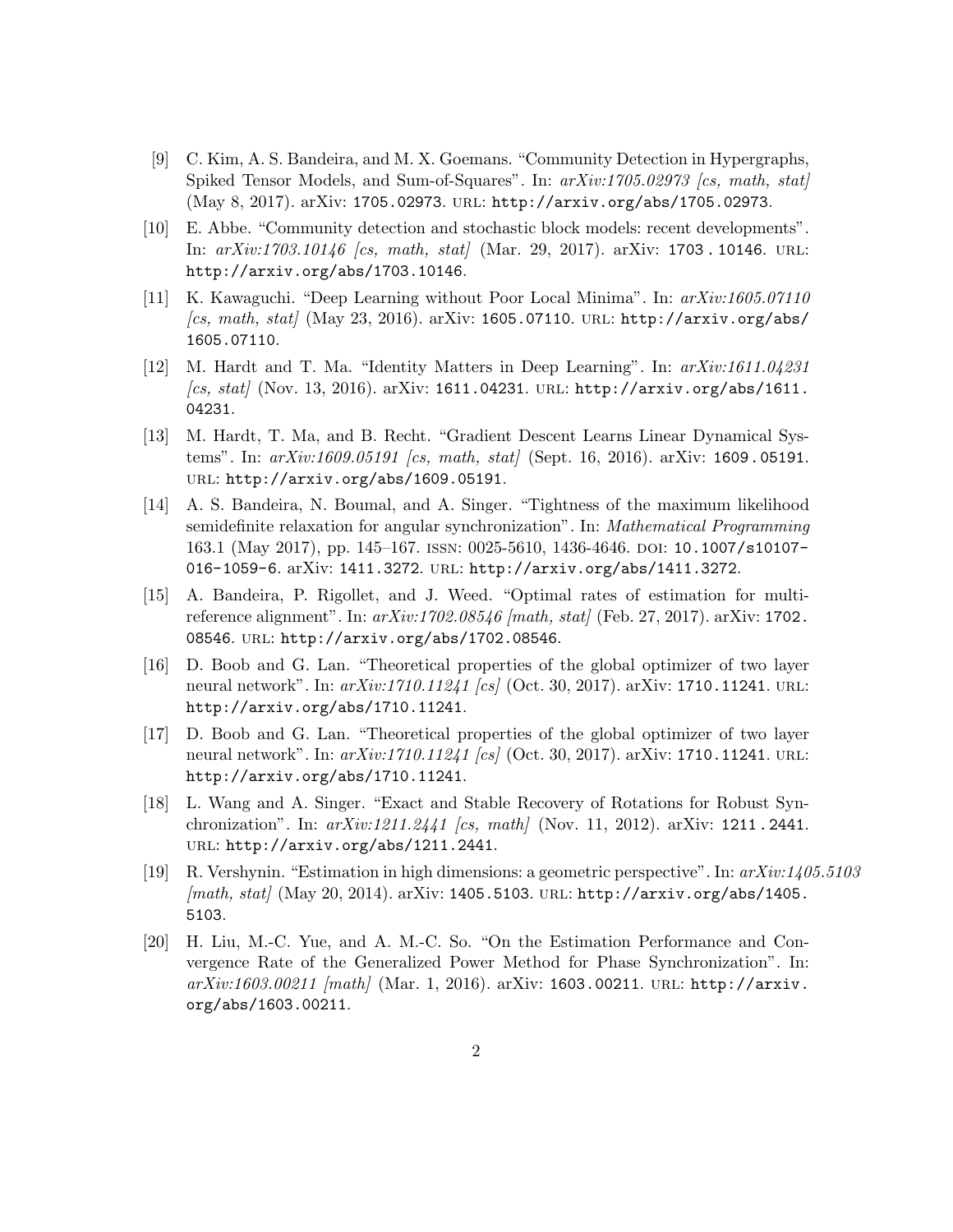[9] C. Kim, A. S. Bandeira, and M. X. Goemans. "Community Detection in Hypergraphs, Spiked Tensor Models, and Sum-of-Squares". In: *arXiv:1705.02973 [cs, math, stat]* (May 8, 2017). arXiv: 1705.02973. URL: http://arxiv.org/abs/1705.02973.

[10] E. Abbe. "Community detection and stochastic block models: recent developments". In: *arXiv:1703.10146 [cs, math, stat]* (Mar. 29, 2017). arXiv: 1703.10146. URL: http://arxiv.org/abs/1703.10146.

[11] K. Kawaguchi. "Deep Learning without Poor Local Minima". In: *arXiv:1605.07110 [cs, math, stat]* (May 23, 2016). arXiv: 1605.07110. URL: http://arxiv.org/abs/1605.07110.

[12] M. Hardt and T. Ma. "Identity Matters in Deep Learning". In: *arXiv:1611.04231 [cs, stat]* (Nov. 13, 2016). arXiv: 1611.04231. URL: http://arxiv.org/abs/1611.04231.

[13] M. Hardt, T. Ma, and B. Recht. "Gradient Descent Learns Linear Dynamical Systems". In: *arXiv:1609.05191 [cs, math, stat]* (Sept. 16, 2016). arXiv: 1609.05191. URL: http://arxiv.org/abs/1609.05191.

[14] A. S. Bandeira, N. Boumal, and A. Singer. "Tightness of the maximum likelihood semidefinite relaxation for angular synchronization". In: *Mathematical Programming* 163.1 (May 2017), pp. 145–167. ISSN: 0025-5610, 1436-4646. DOI: 10.1007/s10107-016-1059-6. arXiv: 1411.3272. URL: http://arxiv.org/abs/1411.3272.

[15] A. Bandeira, P. Rigollet, and J. Weed. "Optimal rates of estimation for multi-reference alignment". In: *arXiv:1702.08546 [math, stat]* (Feb. 27, 2017). arXiv: 1702.08546. URL: http://arxiv.org/abs/1702.08546.

[16] D. Boob and G. Lan. "Theoretical properties of the global optimizer of two layer neural network". In: *arXiv:1710.11241 [cs]* (Oct. 30, 2017). arXiv: 1710.11241. URL: http://arxiv.org/abs/1710.11241.

[17] D. Boob and G. Lan. "Theoretical properties of the global optimizer of two layer neural network". In: *arXiv:1710.11241 [cs]* (Oct. 30, 2017). arXiv: 1710.11241. URL: http://arxiv.org/abs/1710.11241.

[18] L. Wang and A. Singer. "Exact and Stable Recovery of Rotations for Robust Synchronization". In: *arXiv:1211.2441 [cs, math]* (Nov. 11, 2012). arXiv: 1211.2441. URL: http://arxiv.org/abs/1211.2441.

[19] R. Vershynin. "Estimation in high dimensions: a geometric perspective". In: *arXiv:1405.5103 [math, stat]* (May 20, 2014). arXiv: 1405.5103. URL: http://arxiv.org/abs/1405.5103.

[20] H. Liu, M.-C. Yue, and A. M.-C. So. "On the Estimation Performance and Convergence Rate of the Generalized Power Method for Phase Synchronization". In: *arXiv:1603.00211 [math]* (Mar. 1, 2016). arXiv: 1603.00211. URL: http://arxiv.org/abs/1603.00211.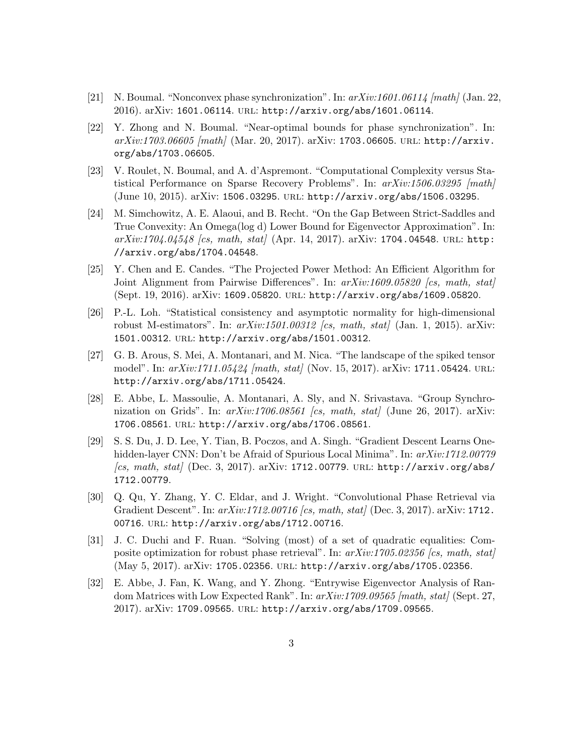[21] N. Boumal. "Nonconvex phase synchronization". In: *arXiv:1601.06114 [math]* (Jan. 22, 2016). arXiv: 1601.06114. URL: http://arxiv.org/abs/1601.06114.

[22] Y. Zhong and N. Boumal. "Near-optimal bounds for phase synchronization". In: *arXiv:1703.06605 [math]* (Mar. 20, 2017). arXiv: 1703.06605. URL: http://arxiv.org/abs/1703.06605.

[23] V. Roulet, N. Boumal, and A. d'Aspremont. "Computational Complexity versus Statistical Performance on Sparse Recovery Problems". In: *arXiv:1506.03295 [math]* (June 10, 2015). arXiv: 1506.03295. URL: http://arxiv.org/abs/1506.03295.

[24] M. Simchowitz, A. E. Alaoui, and B. Recht. "On the Gap Between Strict-Saddles and True Convexity: An Omega(log d) Lower Bound for Eigenvector Approximation". In: *arXiv:1704.04548 [cs, math, stat]* (Apr. 14, 2017). arXiv: 1704.04548. URL: http://arxiv.org/abs/1704.04548.

[25] Y. Chen and E. Candes. "The Projected Power Method: An Efficient Algorithm for Joint Alignment from Pairwise Differences". In: *arXiv:1609.05820 [cs, math, stat]* (Sept. 19, 2016). arXiv: 1609.05820. URL: http://arxiv.org/abs/1609.05820.

[26] P.-L. Loh. "Statistical consistency and asymptotic normality for high-dimensional robust M-estimators". In: *arXiv:1501.00312 [cs, math, stat]* (Jan. 1, 2015). arXiv: 1501.00312. URL: http://arxiv.org/abs/1501.00312.

[27] G. B. Arous, S. Mei, A. Montanari, and M. Nica. "The landscape of the spiked tensor model". In: *arXiv:1711.05424 [math, stat]* (Nov. 15, 2017). arXiv: 1711.05424. URL: http://arxiv.org/abs/1711.05424.

[28] E. Abbe, L. Massoulie, A. Montanari, A. Sly, and N. Srivastava. "Group Synchronization on Grids". In: *arXiv:1706.08561 [cs, math, stat]* (June 26, 2017). arXiv: 1706.08561. URL: http://arxiv.org/abs/1706.08561.

[29] S. S. Du, J. D. Lee, Y. Tian, B. Poczos, and A. Singh. "Gradient Descent Learns One-hidden-layer CNN: Don't be Afraid of Spurious Local Minima". In: *arXiv:1712.00779 [cs, math, stat]* (Dec. 3, 2017). arXiv: 1712.00779. URL: http://arxiv.org/abs/1712.00779.

[30] Q. Qu, Y. Zhang, Y. C. Eldar, and J. Wright. "Convolutional Phase Retrieval via Gradient Descent". In: *arXiv:1712.00716 [cs, math, stat]* (Dec. 3, 2017). arXiv: 1712.00716. URL: http://arxiv.org/abs/1712.00716.

[31] J. C. Duchi and F. Ruan. "Solving (most) of a set of quadratic equalities: Composite optimization for robust phase retrieval". In: *arXiv:1705.02356 [cs, math, stat]* (May 5, 2017). arXiv: 1705.02356. URL: http://arxiv.org/abs/1705.02356.

[32] E. Abbe, J. Fan, K. Wang, and Y. Zhong. "Entrywise Eigenvector Analysis of Random Matrices with Low Expected Rank". In: *arXiv:1709.09565 [math, stat]* (Sept. 27, 2017). arXiv: 1709.09565. URL: http://arxiv.org/abs/1709.09565.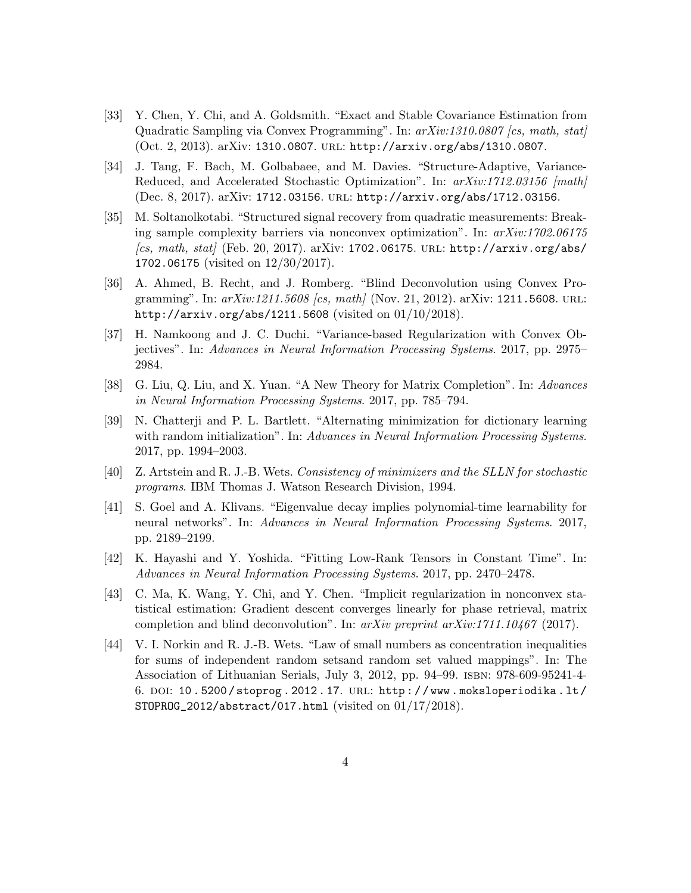[33] Y. Chen, Y. Chi, and A. Goldsmith. "Exact and Stable Covariance Estimation from Quadratic Sampling via Convex Programming". In: *arXiv:1310.0807 [cs, math, stat]* (Oct. 2, 2013). arXiv: 1310.0807. URL: http://arxiv.org/abs/1310.0807.

[34] J. Tang, F. Bach, M. Golbabaee, and M. Davies. "Structure-Adaptive, Variance-Reduced, and Accelerated Stochastic Optimization". In: *arXiv:1712.03156 [math]* (Dec. 8, 2017). arXiv: 1712.03156. URL: http://arxiv.org/abs/1712.03156.

[35] M. Soltanolkotabi. "Structured signal recovery from quadratic measurements: Breaking sample complexity barriers via nonconvex optimization". In: *arXiv:1702.06175 [cs, math, stat]* (Feb. 20, 2017). arXiv: 1702.06175. URL: http://arxiv.org/abs/1702.06175 (visited on 12/30/2017).

[36] A. Ahmed, B. Recht, and J. Romberg. "Blind Deconvolution using Convex Programming". In: *arXiv:1211.5608 [cs, math]* (Nov. 21, 2012). arXiv: 1211.5608. URL: http://arxiv.org/abs/1211.5608 (visited on 01/10/2018).

[37] H. Namkoong and J. C. Duchi. "Variance-based Regularization with Convex Objectives". In: *Advances in Neural Information Processing Systems*. 2017, pp. 2975–2984.

[38] G. Liu, Q. Liu, and X. Yuan. "A New Theory for Matrix Completion". In: *Advances in Neural Information Processing Systems*. 2017, pp. 785–794.

[39] N. Chatterji and P. L. Bartlett. "Alternating minimization for dictionary learning with random initialization". In: *Advances in Neural Information Processing Systems*. 2017, pp. 1994–2003.

[40] Z. Artstein and R. J.-B. Wets. *Consistency of minimizers and the SLLN for stochastic programs*. IBM Thomas J. Watson Research Division, 1994.

[41] S. Goel and A. Klivans. "Eigenvalue decay implies polynomial-time learnability for neural networks". In: *Advances in Neural Information Processing Systems*. 2017, pp. 2189–2199.

[42] K. Hayashi and Y. Yoshida. "Fitting Low-Rank Tensors in Constant Time". In: *Advances in Neural Information Processing Systems*. 2017, pp. 2470–2478.

[43] C. Ma, K. Wang, Y. Chi, and Y. Chen. "Implicit regularization in nonconvex statistical estimation: Gradient descent converges linearly for phase retrieval, matrix completion and blind deconvolution". In: *arXiv preprint arXiv:1711.10467* (2017).

[44] V. I. Norkin and R. J.-B. Wets. "Law of small numbers as concentration inequalities for sums of independent random setsand random set valued mappings". In: The Association of Lithuanian Serials, July 3, 2012, pp. 94–99. ISBN: 978-609-95241-4-6. DOI: 10.5200/stoprog.2012.17. URL: http://www.moksloperiodika.lt/STOPROG_2012/abstract/017.html (visited on 01/17/2018).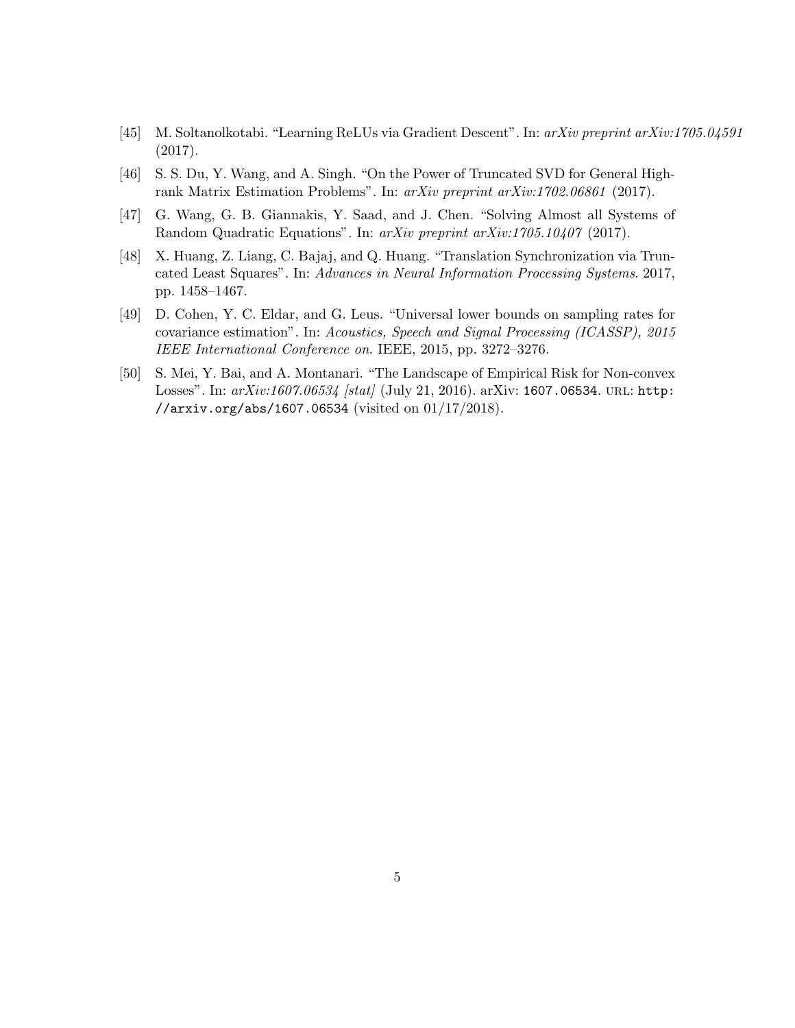[45] M. Soltanolkotabi. "Learning ReLUs via Gradient Descent". In: *arXiv preprint arXiv:1705.04591* (2017).

[46] S. S. Du, Y. Wang, and A. Singh. "On the Power of Truncated SVD for General High-rank Matrix Estimation Problems". In: *arXiv preprint arXiv:1702.06861* (2017).

[47] G. Wang, G. B. Giannakis, Y. Saad, and J. Chen. "Solving Almost all Systems of Random Quadratic Equations". In: *arXiv preprint arXiv:1705.10407* (2017).

[48] X. Huang, Z. Liang, C. Bajaj, and Q. Huang. "Translation Synchronization via Truncated Least Squares". In: *Advances in Neural Information Processing Systems*. 2017, pp. 1458–1467.

[49] D. Cohen, Y. C. Eldar, and G. Leus. "Universal lower bounds on sampling rates for covariance estimation". In: *Acoustics, Speech and Signal Processing (ICASSP), 2015 IEEE International Conference on*. IEEE, 2015, pp. 3272–3276.

[50] S. Mei, Y. Bai, and A. Montanari. "The Landscape of Empirical Risk for Non-convex Losses". In: *arXiv:1607.06534 [stat]* (July 21, 2016). arXiv: `1607.06534`. URL: `http://arxiv.org/abs/1607.06534` (visited on 01/17/2018).